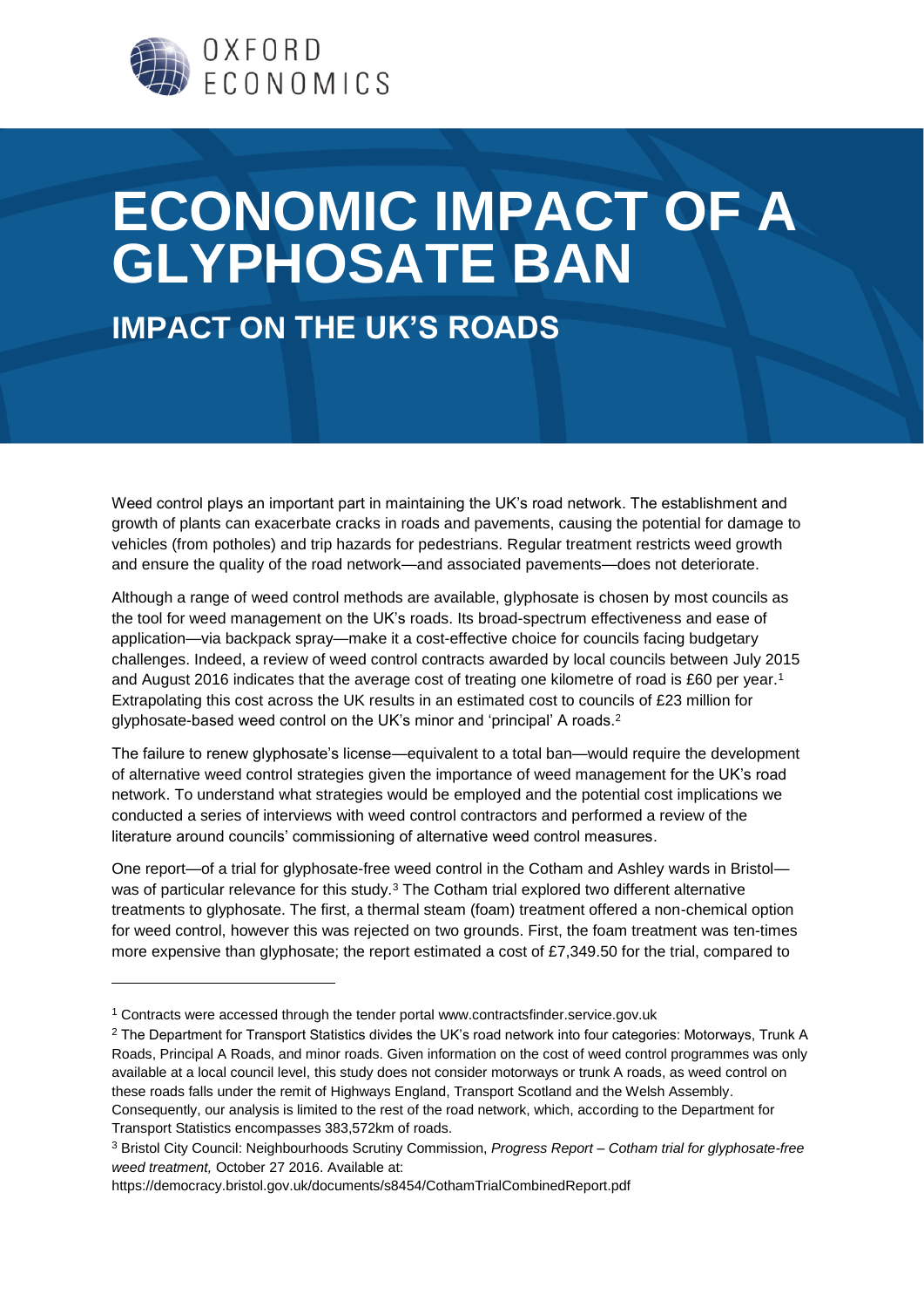# ECONOMIC IMPACT OF A GLYPHOSATE BAN

## IMPACT ON THE UK'S ROADS

Weed control plays an important part in maintaining the UK's road network. The establishment and growth of plants can exacerbate cracks in roads and pavements, causing the potential for damage to vehicles (from potholes) and trip hazards for pedestrians. Regular treatment restricts weed growth and ensure the quality of the road network—and associated pavements—does not deteriorate.

Although a range of weed control methods are available, glyphosate is chosen by most councils as the tool for weed management on the UK's roads. Its broad-spectrum effectiveness and ease of application—via backpack spray—make it a cost-effective choice for councils facing budgetary challenges. Indeed, a review of weed control contracts awarded by local councils between July 2015 and August 2016 indicates that the average cost of treating one kilometre of road is £60 per year.[1] Extrapolating this cost across the UK results in an estimated cost to councils of £23 million for glyphosate-based weed control on the UK's minor and 'principal' A roads.[2]

The failure to renew glyphosate's license—equivalent to a total ban—would require the development of alternative weed control strategies given the importance of weed management for the UK's road network. To understand what strategies would be employed and the potential cost implications we conducted a series of interviews with weed control contractors and performed a review of the literature around councils' commissioning of alternative weed control measures.

One report—of a trial for glyphosate-free weed control in the Cotham and Ashley wards in Bristol—was of particular relevance for this study.[3] The Cotham trial explored two different alternative treatments to glyphosate. The first, a thermal steam (foam) treatment offered a non-chemical option for weed control, however this was rejected on two grounds. First, the foam treatment was ten-times more expensive than glyphosate; the report estimated a cost of £7,349.50 for the trial, compared to

---

[1] Contracts were accessed through the tender portal www.contractsfinder.service.gov.uk

[2] The Department for Transport Statistics divides the UK's road network into four categories: Motorways, Trunk A Roads, Principal A Roads, and minor roads. Given information on the cost of weed control programmes was only available at a local council level, this study does not consider motorways or trunk A roads, as weed control on these roads falls under the remit of Highways England, Transport Scotland and the Welsh Assembly. Consequently, our analysis is limited to the rest of the road network, which, according to the Department for Transport Statistics encompasses 383,572km of roads.

[3] Bristol City Council: Neighbourhoods Scrutiny Commission, *Progress Report – Cotham trial for glyphosate-free weed treatment,* October 27 2016. Available at: https://democracy.bristol.gov.uk/documents/s8454/CothamTrialCombinedReport.pdf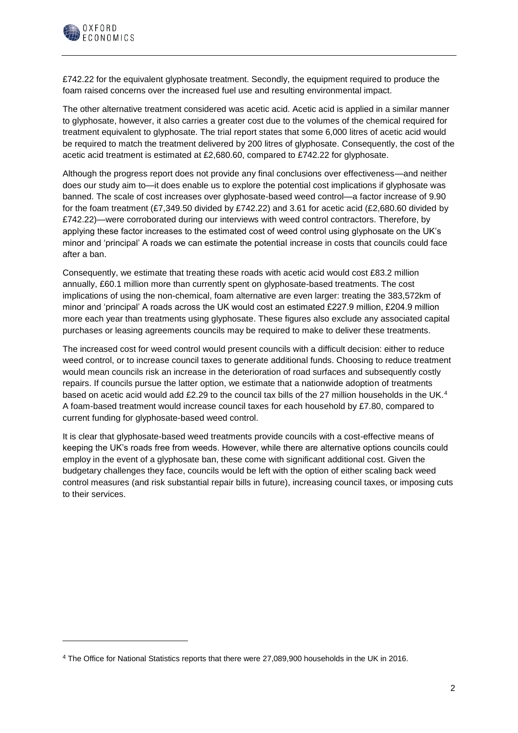£742.22 for the equivalent glyphosate treatment. Secondly, the equipment required to produce the foam raised concerns over the increased fuel use and resulting environmental impact.

The other alternative treatment considered was acetic acid. Acetic acid is applied in a similar manner to glyphosate, however, it also carries a greater cost due to the volumes of the chemical required for treatment equivalent to glyphosate. The trial report states that some 6,000 litres of acetic acid would be required to match the treatment delivered by 200 litres of glyphosate. Consequently, the cost of the acetic acid treatment is estimated at £2,680.60, compared to £742.22 for glyphosate.

Although the progress report does not provide any final conclusions over effectiveness—and neither does our study aim to—it does enable us to explore the potential cost implications if glyphosate was banned. The scale of cost increases over glyphosate-based weed control—a factor increase of 9.90 for the foam treatment (£7,349.50 divided by £742.22) and 3.61 for acetic acid (£2,680.60 divided by £742.22)—were corroborated during our interviews with weed control contractors. Therefore, by applying these factor increases to the estimated cost of weed control using glyphosate on the UK's minor and 'principal' A roads we can estimate the potential increase in costs that councils could face after a ban.

Consequently, we estimate that treating these roads with acetic acid would cost £83.2 million annually, £60.1 million more than currently spent on glyphosate-based treatments. The cost implications of using the non-chemical, foam alternative are even larger: treating the 383,572km of minor and 'principal' A roads across the UK would cost an estimated £227.9 million, £204.9 million more each year than treatments using glyphosate. These figures also exclude any associated capital purchases or leasing agreements councils may be required to make to deliver these treatments.

The increased cost for weed control would present councils with a difficult decision: either to reduce weed control, or to increase council taxes to generate additional funds. Choosing to reduce treatment would mean councils risk an increase in the deterioration of road surfaces and subsequently costly repairs. If councils pursue the latter option, we estimate that a nationwide adoption of treatments based on acetic acid would add £2.29 to the council tax bills of the 27 million households in the UK.[4] A foam-based treatment would increase council taxes for each household by £7.80, compared to current funding for glyphosate-based weed control.

It is clear that glyphosate-based weed treatments provide councils with a cost-effective means of keeping the UK's roads free from weeds. However, while there are alternative options councils could employ in the event of a glyphosate ban, these come with significant additional cost. Given the budgetary challenges they face, councils would be left with the option of either scaling back weed control measures (and risk substantial repair bills in future), increasing council taxes, or imposing cuts to their services.

[4] The Office for National Statistics reports that there were 27,089,900 households in the UK in 2016.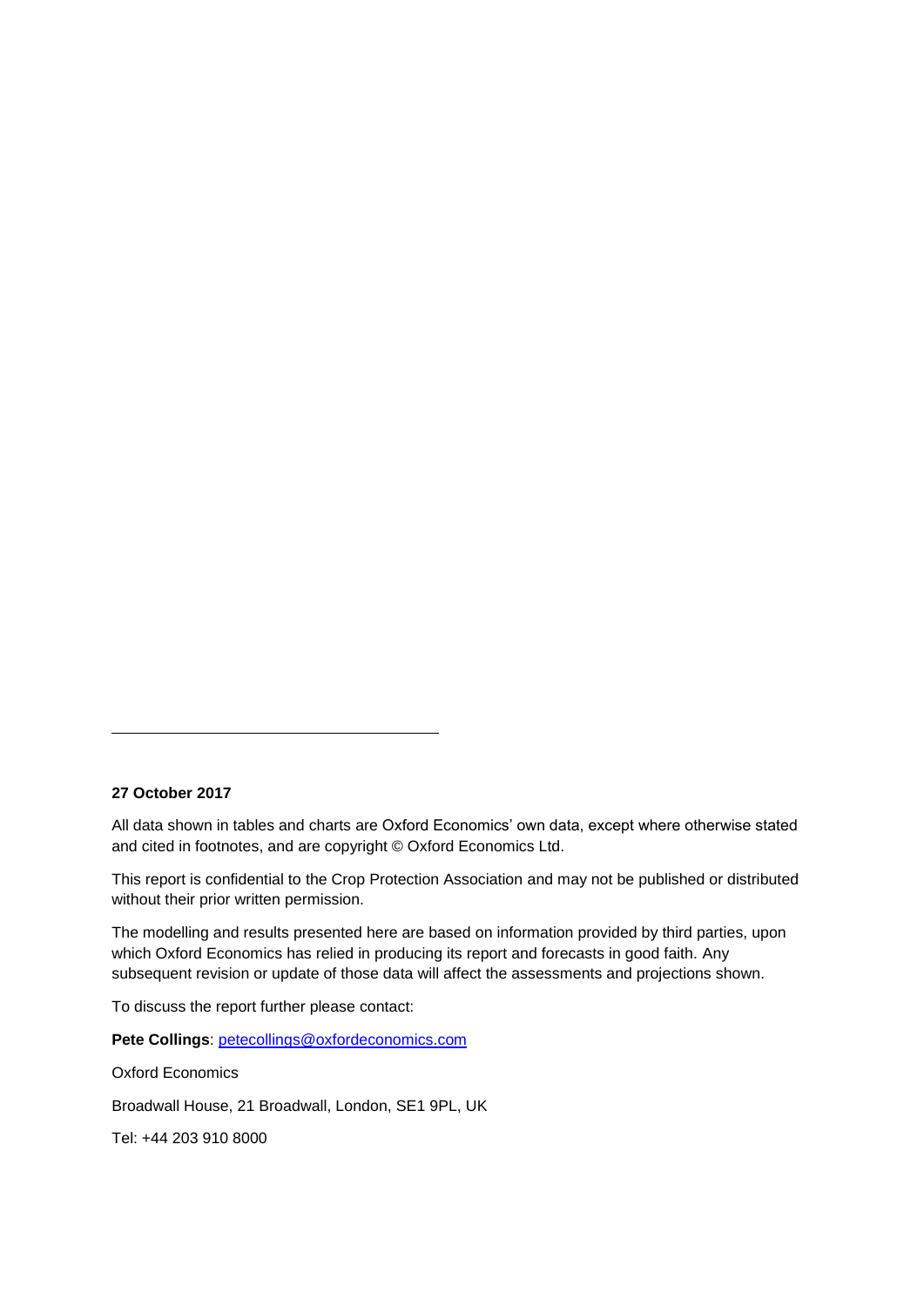---

**27 October 2017**

All data shown in tables and charts are Oxford Economics' own data, except where otherwise stated and cited in footnotes, and are copyright © Oxford Economics Ltd.

This report is confidential to the Crop Protection Association and may not be published or distributed without their prior written permission.

The modelling and results presented here are based on information provided by third parties, upon which Oxford Economics has relied in producing its report and forecasts in good faith. Any subsequent revision or update of those data will affect the assessments and projections shown.

To discuss the report further please contact:

**Pete Collings**: petecollings@oxfordeconomics.com

Oxford Economics

Broadwall House, 21 Broadwall, London, SE1 9PL, UK

Tel: +44 203 910 8000